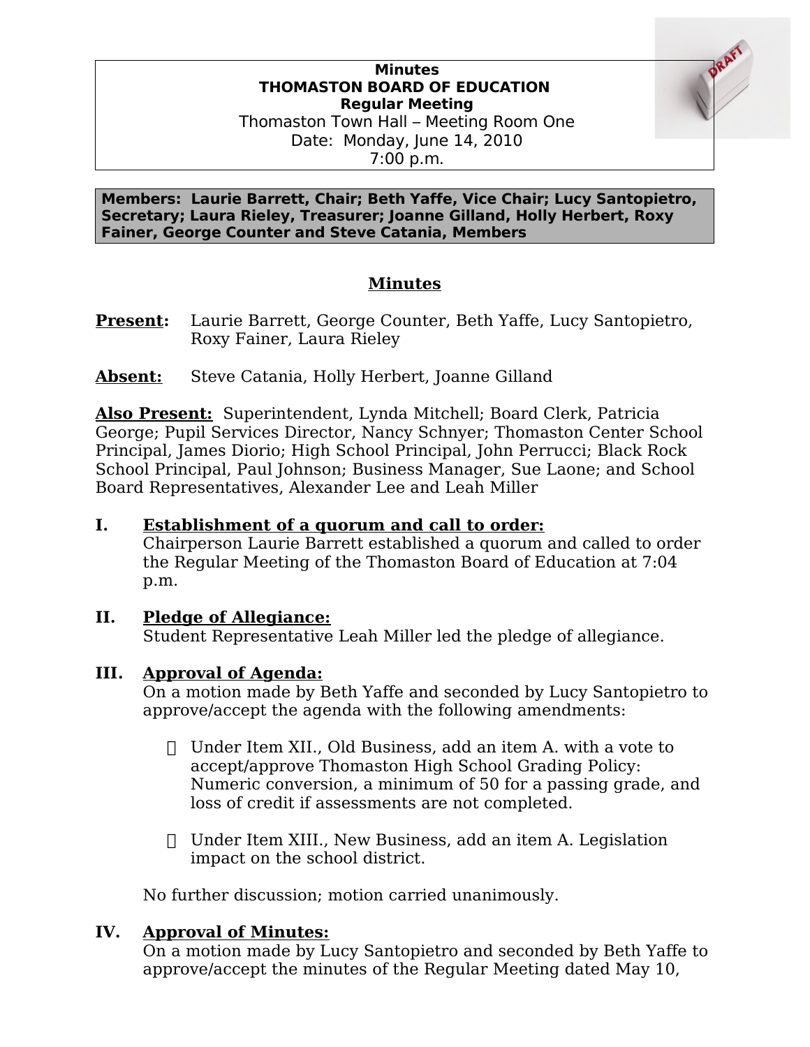**Minutes**
**THOMASTON BOARD OF EDUCATION**
**Regular Meeting**
Thomaston Town Hall – Meeting Room One
Date: Monday, June 14, 2010
7:00 p.m.

**Members: Laurie Barrett, Chair; Beth Yaffe, Vice Chair; Lucy Santopietro, Secretary; Laura Rieley, Treasurer; Joanne Gilland, Holly Herbert, Roxy Fainer, George Counter and Steve Catania, Members**

## Minutes

**Present:** Laurie Barrett, George Counter, Beth Yaffe, Lucy Santopietro, Roxy Fainer, Laura Rieley

**Absent:** Steve Catania, Holly Herbert, Joanne Gilland

**Also Present:** Superintendent, Lynda Mitchell; Board Clerk, Patricia George; Pupil Services Director, Nancy Schnyer; Thomaston Center School Principal, James Diorio; High School Principal, John Perrucci; Black Rock School Principal, Paul Johnson; Business Manager, Sue Laone; and School Board Representatives, Alexander Lee and Leah Miller

**I. Establishment of a quorum and call to order:**
Chairperson Laurie Barrett established a quorum and called to order the Regular Meeting of the Thomaston Board of Education at 7:04 p.m.

**II. Pledge of Allegiance:**
Student Representative Leah Miller led the pledge of allegiance.

**III. Approval of Agenda:**
On a motion made by Beth Yaffe and seconded by Lucy Santopietro to approve/accept the agenda with the following amendments:

- Under Item XII., Old Business, add an item A. with a vote to accept/approve Thomaston High School Grading Policy: Numeric conversion, a minimum of 50 for a passing grade, and loss of credit if assessments are not completed.
- Under Item XIII., New Business, add an item A. Legislation impact on the school district.

No further discussion; motion carried unanimously.

**IV. Approval of Minutes:**
On a motion made by Lucy Santopietro and seconded by Beth Yaffe to approve/accept the minutes of the Regular Meeting dated May 10,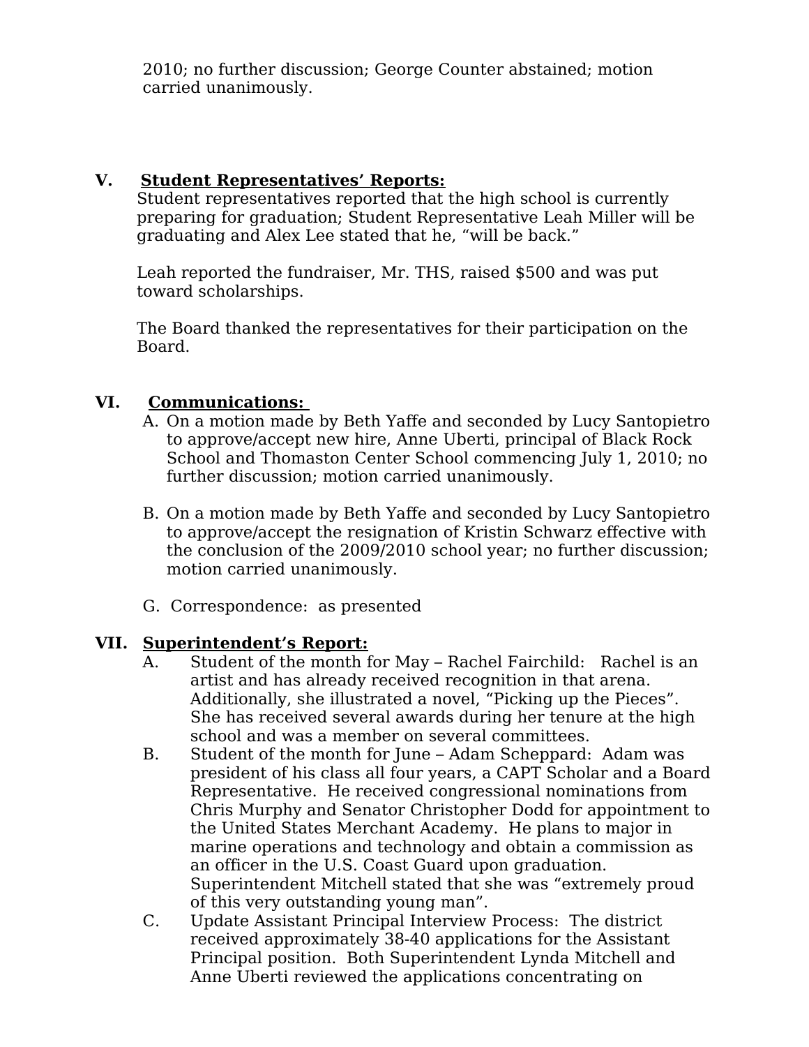2010; no further discussion; George Counter abstained; motion carried unanimously.

## V. Student Representatives' Reports:

Student representatives reported that the high school is currently preparing for graduation; Student Representative Leah Miller will be graduating and Alex Lee stated that he, "will be back."

Leah reported the fundraiser, Mr. THS, raised $500 and was put toward scholarships.

The Board thanked the representatives for their participation on the Board.

## VI. Communications:

A. On a motion made by Beth Yaffe and seconded by Lucy Santopietro to approve/accept new hire, Anne Uberti, principal of Black Rock School and Thomaston Center School commencing July 1, 2010; no further discussion; motion carried unanimously.

B. On a motion made by Beth Yaffe and seconded by Lucy Santopietro to approve/accept the resignation of Kristin Schwarz effective with the conclusion of the 2009/2010 school year; no further discussion; motion carried unanimously.

G. Correspondence: as presented

## VII. Superintendent's Report:

A. Student of the month for May – Rachel Fairchild: Rachel is an artist and has already received recognition in that arena. Additionally, she illustrated a novel, "Picking up the Pieces". She has received several awards during her tenure at the high school and was a member on several committees.

B. Student of the month for June – Adam Scheppard: Adam was president of his class all four years, a CAPT Scholar and a Board Representative. He received congressional nominations from Chris Murphy and Senator Christopher Dodd for appointment to the United States Merchant Academy. He plans to major in marine operations and technology and obtain a commission as an officer in the U.S. Coast Guard upon graduation. Superintendent Mitchell stated that she was "extremely proud of this very outstanding young man".

C. Update Assistant Principal Interview Process: The district received approximately 38-40 applications for the Assistant Principal position. Both Superintendent Lynda Mitchell and Anne Uberti reviewed the applications concentrating on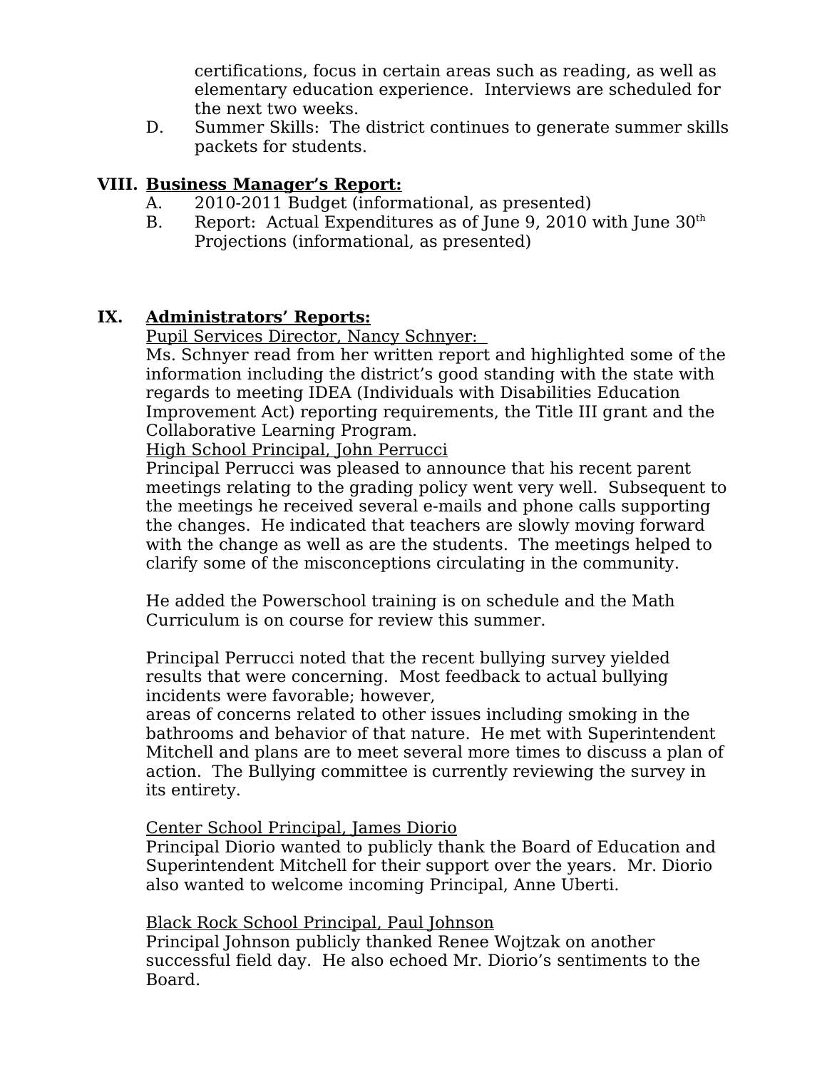certifications, focus in certain areas such as reading, as well as elementary education experience. Interviews are scheduled for the next two weeks.

D. Summer Skills: The district continues to generate summer skills packets for students.

## VIII. Business Manager's Report:

A. 2010-2011 Budget (informational, as presented)

B. Report: Actual Expenditures as of June 9, 2010 with June 30th Projections (informational, as presented)

## IX. Administrators' Reports:

Pupil Services Director, Nancy Schnyer:

Ms. Schnyer read from her written report and highlighted some of the information including the district's good standing with the state with regards to meeting IDEA (Individuals with Disabilities Education Improvement Act) reporting requirements, the Title III grant and the Collaborative Learning Program.

High School Principal, John Perrucci

Principal Perrucci was pleased to announce that his recent parent meetings relating to the grading policy went very well. Subsequent to the meetings he received several e-mails and phone calls supporting the changes. He indicated that teachers are slowly moving forward with the change as well as are the students. The meetings helped to clarify some of the misconceptions circulating in the community.

He added the Powerschool training is on schedule and the Math Curriculum is on course for review this summer.

Principal Perrucci noted that the recent bullying survey yielded results that were concerning. Most feedback to actual bullying incidents were favorable; however,
areas of concerns related to other issues including smoking in the bathrooms and behavior of that nature. He met with Superintendent Mitchell and plans are to meet several more times to discuss a plan of action. The Bullying committee is currently reviewing the survey in its entirety.

Center School Principal, James Diorio

Principal Diorio wanted to publicly thank the Board of Education and Superintendent Mitchell for their support over the years. Mr. Diorio also wanted to welcome incoming Principal, Anne Uberti.

Black Rock School Principal, Paul Johnson

Principal Johnson publicly thanked Renee Wojtzak on another successful field day. He also echoed Mr. Diorio's sentiments to the Board.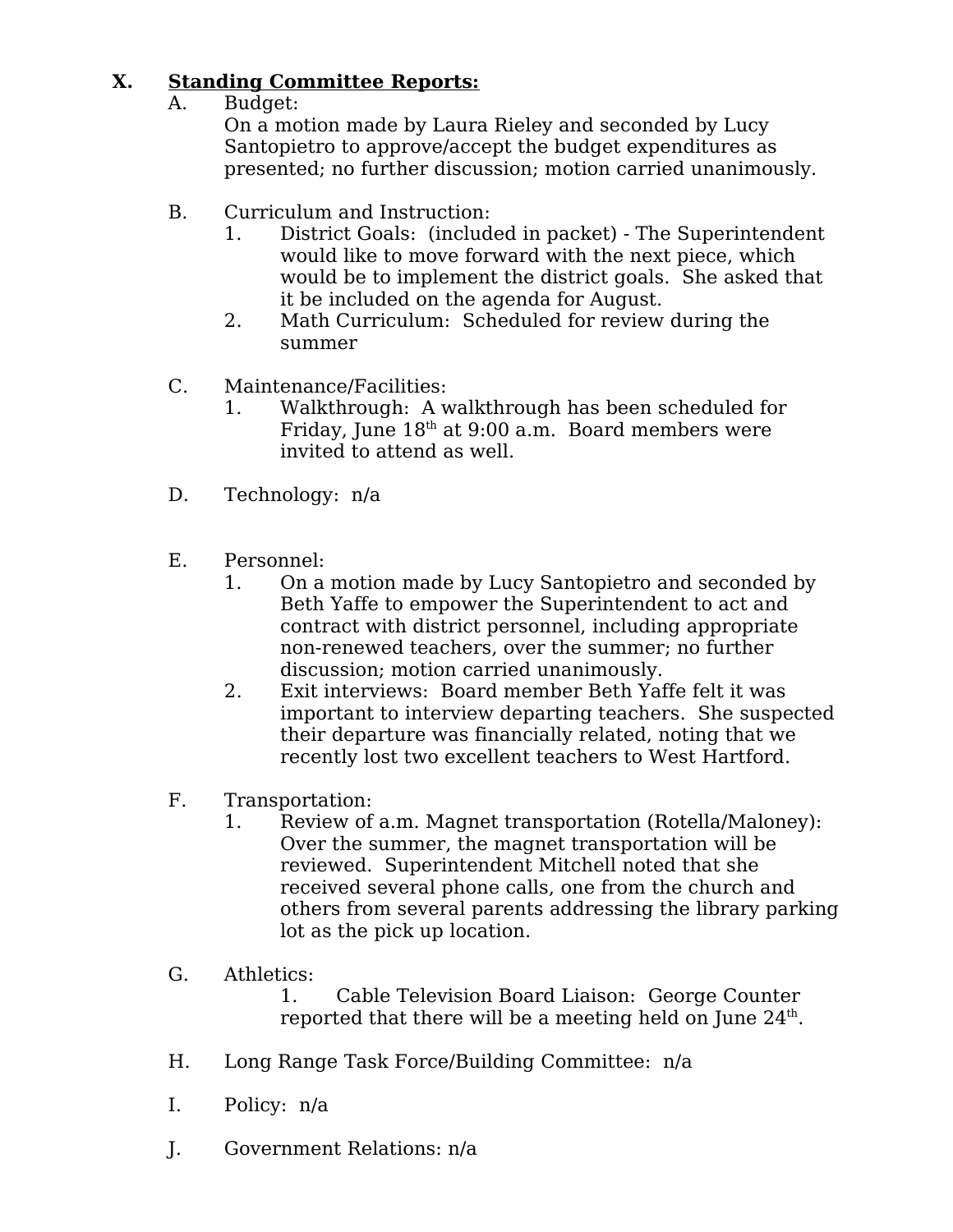## X. Standing Committee Reports:

A. Budget:
   On a motion made by Laura Rieley and seconded by Lucy Santopietro to approve/accept the budget expenditures as presented; no further discussion; motion carried unanimously.

B. Curriculum and Instruction:
   1. District Goals: (included in packet) - The Superintendent would like to move forward with the next piece, which would be to implement the district goals. She asked that it be included on the agenda for August.
   2. Math Curriculum: Scheduled for review during the summer

C. Maintenance/Facilities:
   1. Walkthrough: A walkthrough has been scheduled for Friday, June 18th at 9:00 a.m. Board members were invited to attend as well.

D. Technology: n/a

E. Personnel:
   1. On a motion made by Lucy Santopietro and seconded by Beth Yaffe to empower the Superintendent to act and contract with district personnel, including appropriate non-renewed teachers, over the summer; no further discussion; motion carried unanimously.
   2. Exit interviews: Board member Beth Yaffe felt it was important to interview departing teachers. She suspected their departure was financially related, noting that we recently lost two excellent teachers to West Hartford.

F. Transportation:
   1. Review of a.m. Magnet transportation (Rotella/Maloney): Over the summer, the magnet transportation will be reviewed. Superintendent Mitchell noted that she received several phone calls, one from the church and others from several parents addressing the library parking lot as the pick up location.

G. Athletics:
   1. Cable Television Board Liaison: George Counter reported that there will be a meeting held on June 24th.

H. Long Range Task Force/Building Committee: n/a

I. Policy: n/a

J. Government Relations: n/a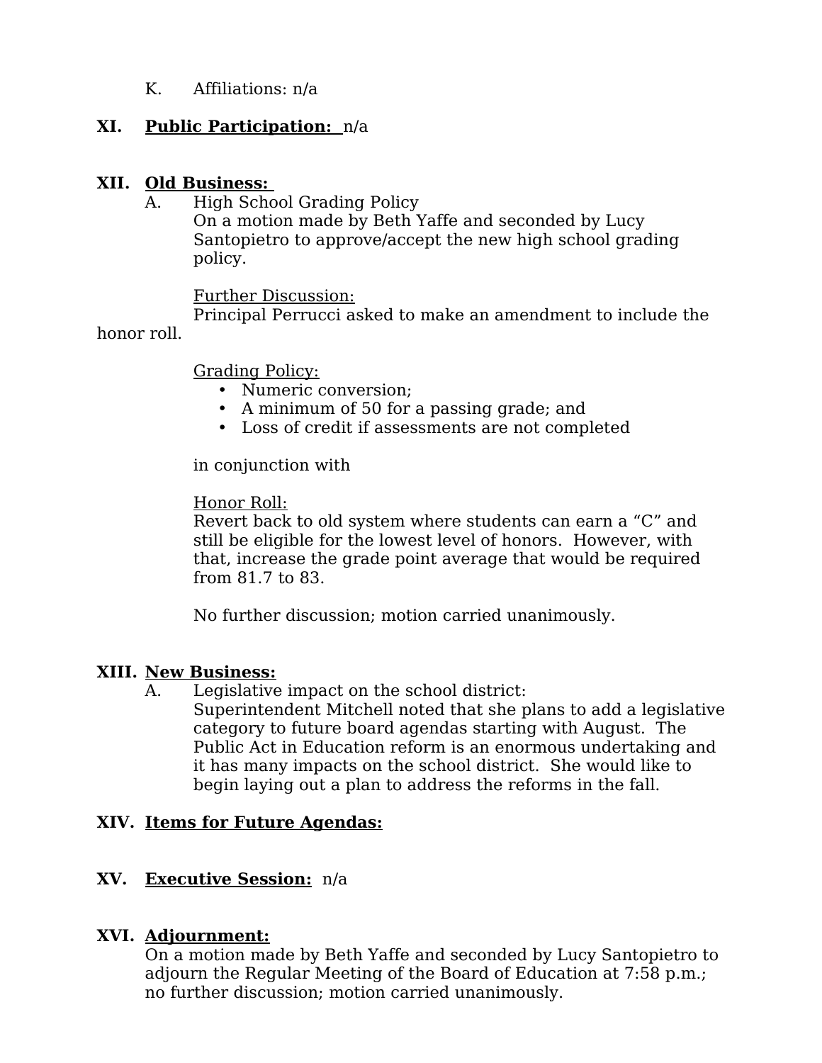K. Affiliations: n/a

**XI. Public Participation:** n/a

**XII. Old Business:**

A. High School Grading Policy

On a motion made by Beth Yaffe and seconded by Lucy Santopietro to approve/accept the new high school grading policy.

Further Discussion:

Principal Perrucci asked to make an amendment to include the honor roll.

Grading Policy:

- Numeric conversion;
- A minimum of 50 for a passing grade; and
- Loss of credit if assessments are not completed

in conjunction with

Honor Roll:

Revert back to old system where students can earn a "C" and still be eligible for the lowest level of honors. However, with that, increase the grade point average that would be required from 81.7 to 83.

No further discussion; motion carried unanimously.

**XIII. New Business:**

A. Legislative impact on the school district:

Superintendent Mitchell noted that she plans to add a legislative category to future board agendas starting with August. The Public Act in Education reform is an enormous undertaking and it has many impacts on the school district. She would like to begin laying out a plan to address the reforms in the fall.

**XIV. Items for Future Agendas:**

**XV. Executive Session:** n/a

**XVI. Adjournment:**

On a motion made by Beth Yaffe and seconded by Lucy Santopietro to adjourn the Regular Meeting of the Board of Education at 7:58 p.m.; no further discussion; motion carried unanimously.